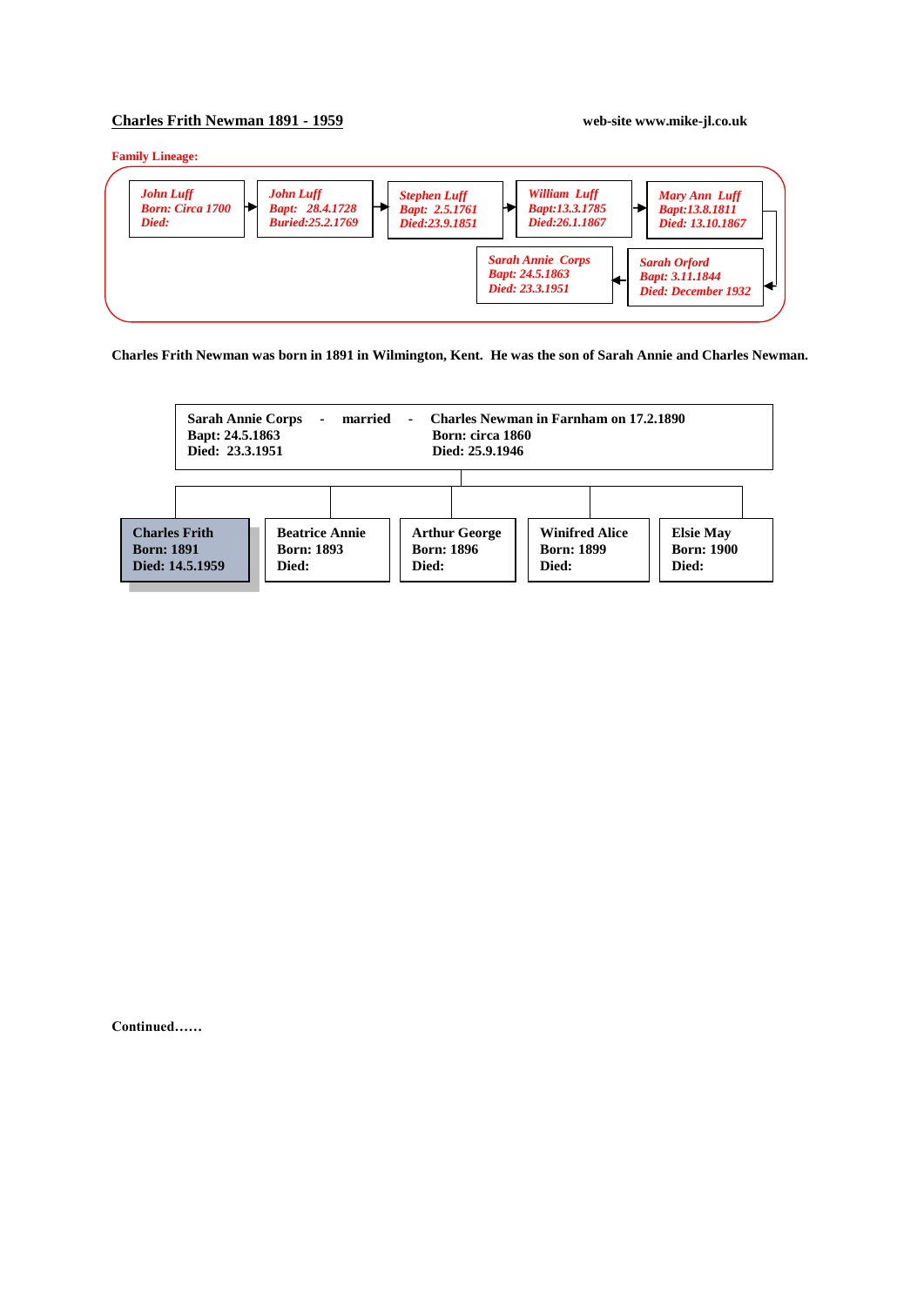## Charles Frith Newman 1891 - 1959

**web-site www.mike-jl.co.uk**

**Family Lineage:**

*John Luff*
*Born: Circa 1700*
*Died:*

→

*John Luff*
*Bapt: 28.4.1728*
*Buried:25.2.1769*

→

*Stephen Luff*
*Bapt: 2.5.1761*
*Died:23.9.1851*

→

*William Luff*
*Bapt:13.3.1785*
*Died:26.1.1867*

→

*Mary Ann Luff*
*Bapt:13.8.1811*
*Died: 13.10.1867*

→

*Sarah Orford*
*Bapt: 3.11.1844*
*Died: December 1932*

→

*Sarah Annie Corps*
*Bapt: 24.5.1863*
*Died: 23.3.1951*

**Charles Frith Newman was born in 1891 in Wilmington, Kent. He was the son of Sarah Annie and Charles Newman.**

**Sarah Annie Corps - married - Charles Newman in Farnham on 17.2.1890**

| Sarah Annie Corps | Charles Newman |
|---|---|
| Bapt: 24.5.1863 | Born: circa 1860 |
| Died: 23.3.1951 | Died: 25.9.1946 |

| Charles Frith | Beatrice Annie | Arthur George | Winifred Alice | Elsie May |
|---|---|---|---|---|
| Born: 1891 | Born: 1893 | Born: 1896 | Born: 1899 | Born: 1900 |
| Died: 14.5.1959 | Died: | Died: | Died: | Died: |

**Continued……**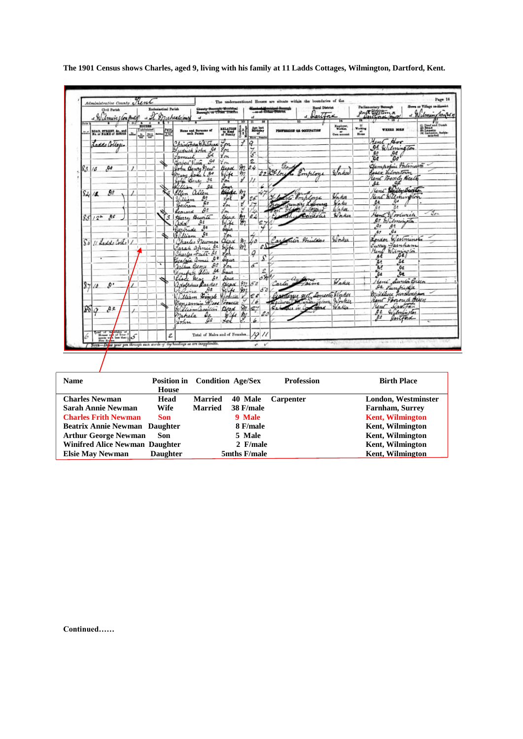**The 1901 Census shows Charles, aged 9, living with his family at 11 Ladds Cottages, Wilmington, Dartford, Kent.**

| Name | Position in House | Condition | Age/Sex | Profession | Birth Place |
|---|---|---|---|---|---|
| Charles Newman | Head | Married | 40 Male | Carpenter | London, Westminster |
| Sarah Annie Newman | Wife | Married | 38 F/male | | Farnham, Surrey |
| Charles Frith Newman | Son | | 9 Male | | Kent, Wilmington |
| Beatrix Annie Newman | Daughter | | 8 F/male | | Kent, Wilmington |
| Arthur George Newman | Son | | 5 Male | | Kent, Wilmington |
| Winifred Alice Newman | Daughter | | 2 F/male | | Kent, Wilmington |
| Elsie May Newman | Daughter | | 5mths F/male | | Kent, Wilmington |

**Continued……**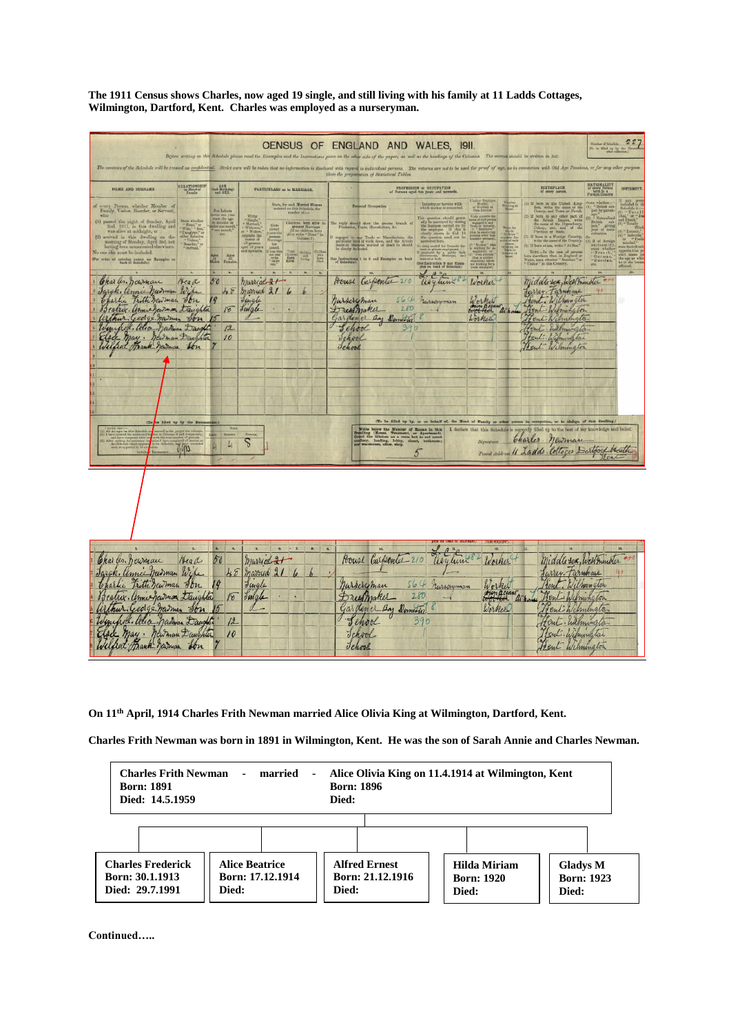**The 1911 Census shows Charles, now aged 19 single, and still living with his family at 11 Ladds Cottages, Wilmington, Dartford, Kent. Charles was employed as a nurseryman.**

**On 11th April, 1914 Charles Frith Newman married Alice Olivia King at Wilmington, Dartford, Kent.**

**Charles Frith Newman was born in 1891 in Wilmington, Kent. He was the son of Sarah Annie and Charles Newman.**

| Charles Frith Newman - married - | Alice Olivia King on 11.4.1914 at Wilmington, Kent |
|---|---|
| Born: 1891 | Born: 1896 |
| Died: 14.5.1959 | Died: |

| Charles Frederick | Alice Beatrice | Alfred Ernest | Hilda Miriam | Gladys M |
|---|---|---|---|---|
| Born: 30.1.1913 | Born: 17.12.1914 | Born: 21.12.1916 | Born: 1920 | Born: 1923 |
| Died: 29.7.1991 | Died: | Died: | Died: | Died: |

**Continued…..**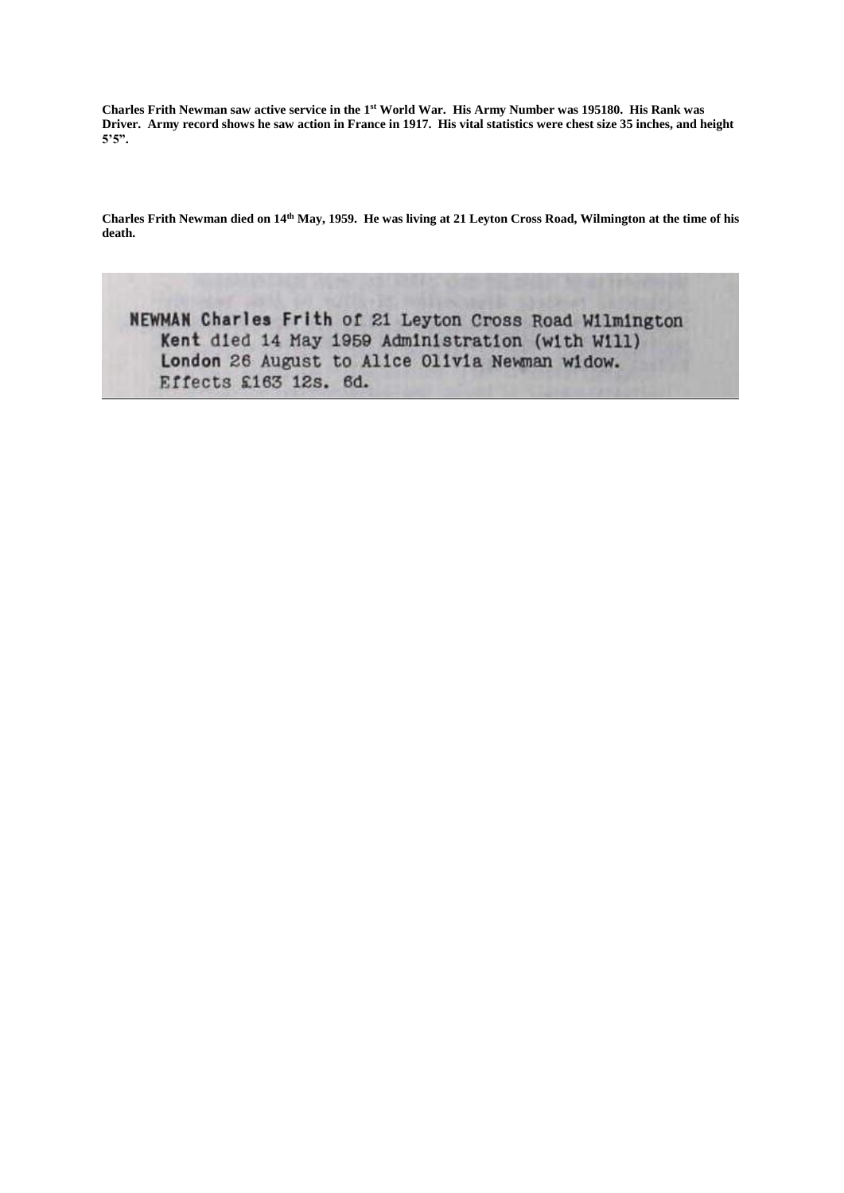**Charles Frith Newman saw active service in the 1st World War. His Army Number was 195180. His Rank was Driver. Army record shows he saw action in France in 1917. His vital statistics were chest size 35 inches, and height 5'5".**

**Charles Frith Newman died on 14th May, 1959. He was living at 21 Leyton Cross Road, Wilmington at the time of his death.**

**NEWMAN Charles Frith** of 21 Leyton Cross Road Wilmington **Kent** died 14 May 1959 Administration (with Will) **London** 26 August to Alice Olivia Newman widow. Effects £163 12s. 6d.